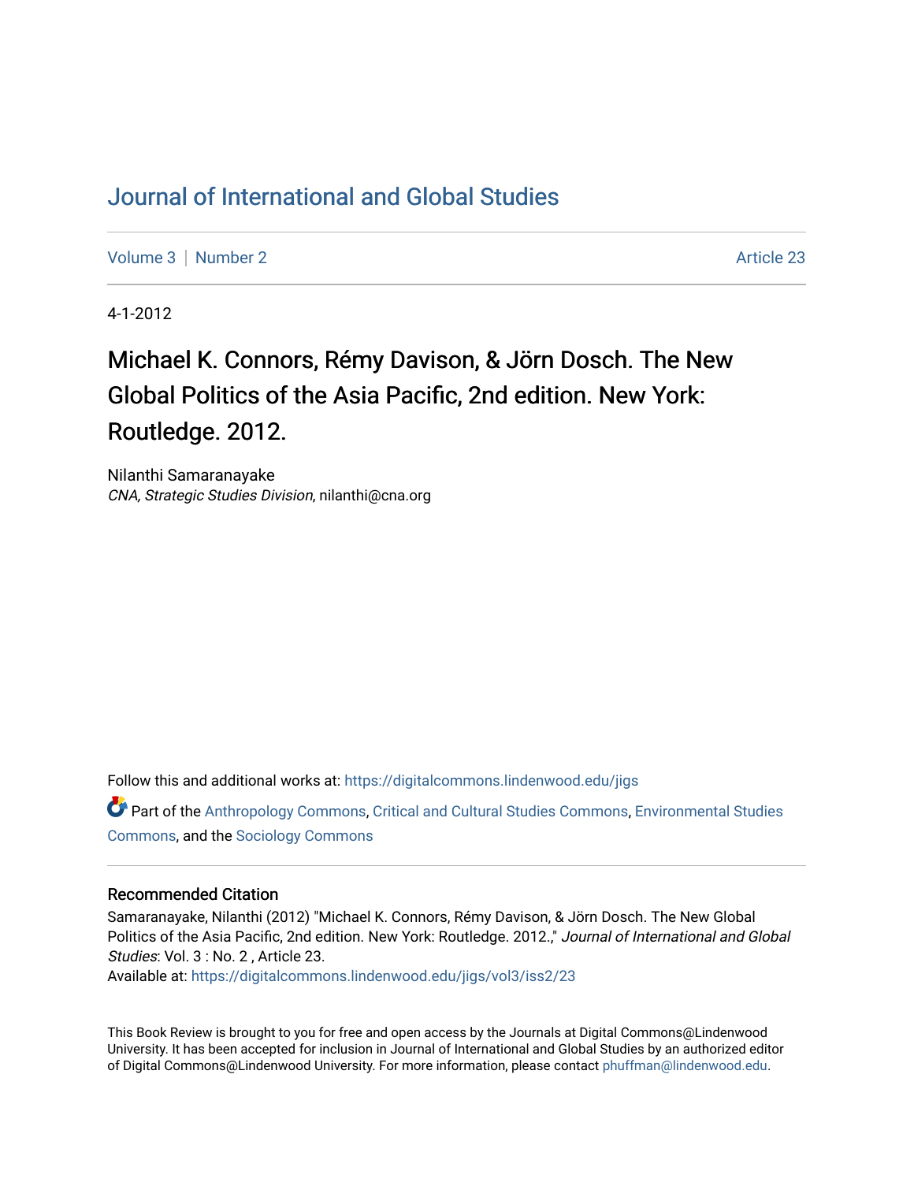# Journal of International and Global Studies

Volume 3 | Number 2 Article 23

4-1-2012

## Michael K. Connors, Rémy Davison, & Jörn Dosch. The New Global Politics of the Asia Pacific, 2nd edition. New York: Routledge. 2012.

Nilanthi Samaranayake
*CNA, Strategic Studies Division*, nilanthi@cna.org

Follow this and additional works at: https://digitalcommons.lindenwood.edu/jigs

Part of the Anthropology Commons, Critical and Cultural Studies Commons, Environmental Studies Commons, and the Sociology Commons

### Recommended Citation

Samaranayake, Nilanthi (2012) "Michael K. Connors, Rémy Davison, & Jörn Dosch. The New Global Politics of the Asia Pacific, 2nd edition. New York: Routledge. 2012.," *Journal of International and Global Studies*: Vol. 3 : No. 2 , Article 23.
Available at: https://digitalcommons.lindenwood.edu/jigs/vol3/iss2/23

This Book Review is brought to you for free and open access by the Journals at Digital Commons@Lindenwood University. It has been accepted for inclusion in Journal of International and Global Studies by an authorized editor of Digital Commons@Lindenwood University. For more information, please contact phuffman@lindenwood.edu.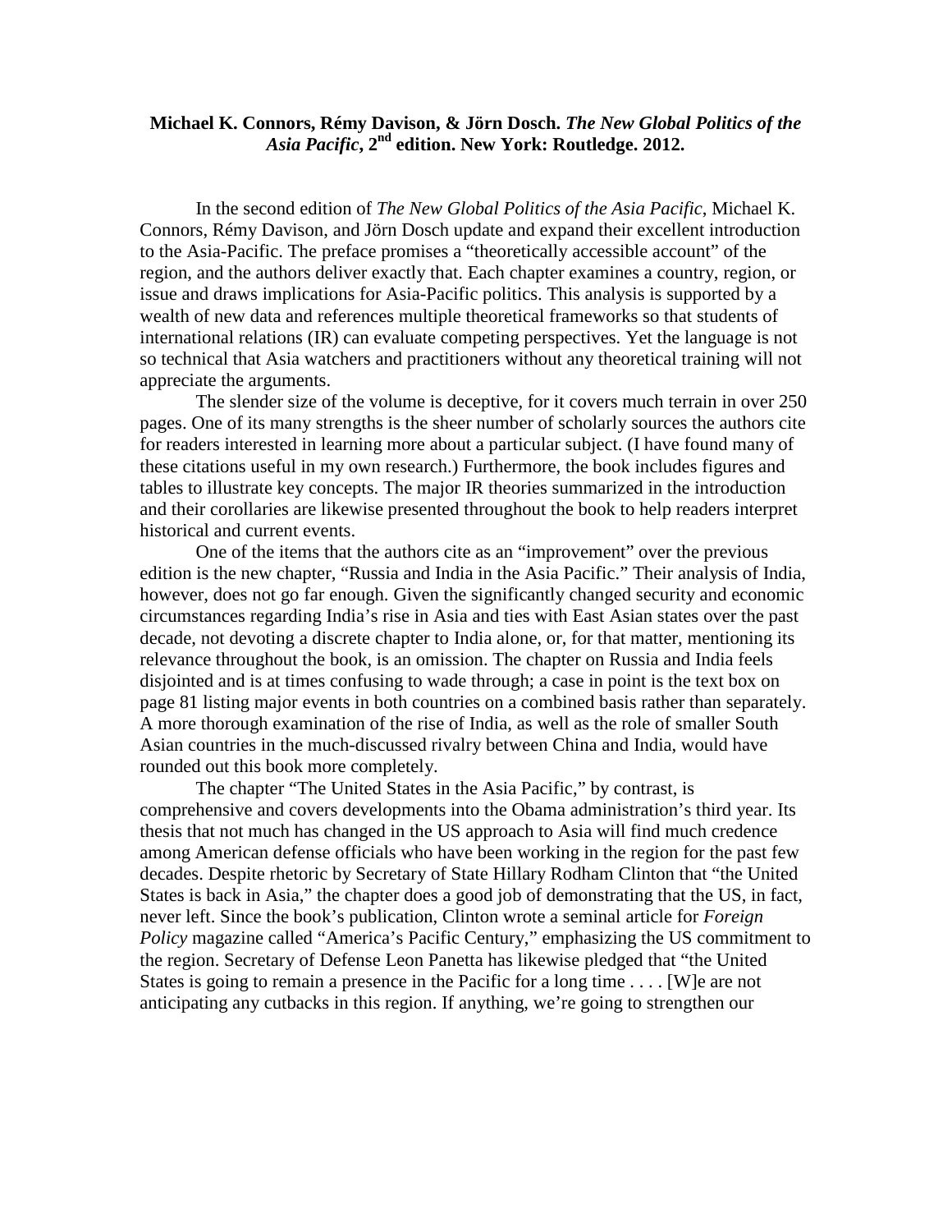**Michael K. Connors, Rémy Davison, & Jörn Dosch. *The New Global Politics of the Asia Pacific*, 2nd edition. New York: Routledge. 2012.**

In the second edition of *The New Global Politics of the Asia Pacific*, Michael K. Connors, Rémy Davison, and Jörn Dosch update and expand their excellent introduction to the Asia-Pacific. The preface promises a "theoretically accessible account" of the region, and the authors deliver exactly that. Each chapter examines a country, region, or issue and draws implications for Asia-Pacific politics. This analysis is supported by a wealth of new data and references multiple theoretical frameworks so that students of international relations (IR) can evaluate competing perspectives. Yet the language is not so technical that Asia watchers and practitioners without any theoretical training will not appreciate the arguments.

The slender size of the volume is deceptive, for it covers much terrain in over 250 pages. One of its many strengths is the sheer number of scholarly sources the authors cite for readers interested in learning more about a particular subject. (I have found many of these citations useful in my own research.) Furthermore, the book includes figures and tables to illustrate key concepts. The major IR theories summarized in the introduction and their corollaries are likewise presented throughout the book to help readers interpret historical and current events.

One of the items that the authors cite as an "improvement" over the previous edition is the new chapter, "Russia and India in the Asia Pacific." Their analysis of India, however, does not go far enough. Given the significantly changed security and economic circumstances regarding India's rise in Asia and ties with East Asian states over the past decade, not devoting a discrete chapter to India alone, or, for that matter, mentioning its relevance throughout the book, is an omission. The chapter on Russia and India feels disjointed and is at times confusing to wade through; a case in point is the text box on page 81 listing major events in both countries on a combined basis rather than separately. A more thorough examination of the rise of India, as well as the role of smaller South Asian countries in the much-discussed rivalry between China and India, would have rounded out this book more completely.

The chapter "The United States in the Asia Pacific," by contrast, is comprehensive and covers developments into the Obama administration's third year. Its thesis that not much has changed in the US approach to Asia will find much credence among American defense officials who have been working in the region for the past few decades. Despite rhetoric by Secretary of State Hillary Rodham Clinton that "the United States is back in Asia," the chapter does a good job of demonstrating that the US, in fact, never left. Since the book's publication, Clinton wrote a seminal article for *Foreign Policy* magazine called "America's Pacific Century," emphasizing the US commitment to the region. Secretary of Defense Leon Panetta has likewise pledged that "the United States is going to remain a presence in the Pacific for a long time . . . . [W]e are not anticipating any cutbacks in this region. If anything, we're going to strengthen our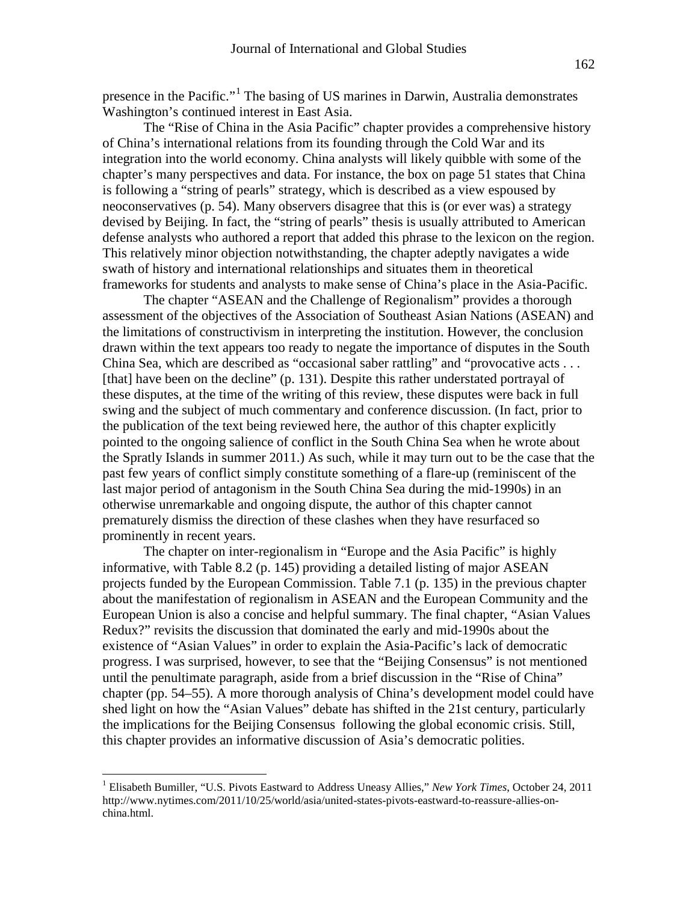presence in the Pacific."[1] The basing of US marines in Darwin, Australia demonstrates Washington's continued interest in East Asia.

The "Rise of China in the Asia Pacific" chapter provides a comprehensive history of China's international relations from its founding through the Cold War and its integration into the world economy. China analysts will likely quibble with some of the chapter's many perspectives and data. For instance, the box on page 51 states that China is following a "string of pearls" strategy, which is described as a view espoused by neoconservatives (p. 54). Many observers disagree that this is (or ever was) a strategy devised by Beijing. In fact, the "string of pearls" thesis is usually attributed to American defense analysts who authored a report that added this phrase to the lexicon on the region. This relatively minor objection notwithstanding, the chapter adeptly navigates a wide swath of history and international relationships and situates them in theoretical frameworks for students and analysts to make sense of China's place in the Asia-Pacific.

The chapter "ASEAN and the Challenge of Regionalism" provides a thorough assessment of the objectives of the Association of Southeast Asian Nations (ASEAN) and the limitations of constructivism in interpreting the institution. However, the conclusion drawn within the text appears too ready to negate the importance of disputes in the South China Sea, which are described as "occasional saber rattling" and "provocative acts . . . [that] have been on the decline" (p. 131). Despite this rather understated portrayal of these disputes, at the time of the writing of this review, these disputes were back in full swing and the subject of much commentary and conference discussion. (In fact, prior to the publication of the text being reviewed here, the author of this chapter explicitly pointed to the ongoing salience of conflict in the South China Sea when he wrote about the Spratly Islands in summer 2011.) As such, while it may turn out to be the case that the past few years of conflict simply constitute something of a flare-up (reminiscent of the last major period of antagonism in the South China Sea during the mid-1990s) in an otherwise unremarkable and ongoing dispute, the author of this chapter cannot prematurely dismiss the direction of these clashes when they have resurfaced so prominently in recent years.

The chapter on inter-regionalism in "Europe and the Asia Pacific" is highly informative, with Table 8.2 (p. 145) providing a detailed listing of major ASEAN projects funded by the European Commission. Table 7.1 (p. 135) in the previous chapter about the manifestation of regionalism in ASEAN and the European Community and the European Union is also a concise and helpful summary. The final chapter, "Asian Values Redux?" revisits the discussion that dominated the early and mid-1990s about the existence of "Asian Values" in order to explain the Asia-Pacific's lack of democratic progress. I was surprised, however, to see that the "Beijing Consensus" is not mentioned until the penultimate paragraph, aside from a brief discussion in the "Rise of China" chapter (pp. 54–55). A more thorough analysis of China's development model could have shed light on how the "Asian Values" debate has shifted in the 21st century, particularly the implications for the Beijing Consensus following the global economic crisis. Still, this chapter provides an informative discussion of Asia's democratic polities.

---

[1] Elisabeth Bumiller, "U.S. Pivots Eastward to Address Uneasy Allies," *New York Times*, October 24, 2011 http://www.nytimes.com/2011/10/25/world/asia/united-states-pivots-eastward-to-reassure-allies-on-china.html.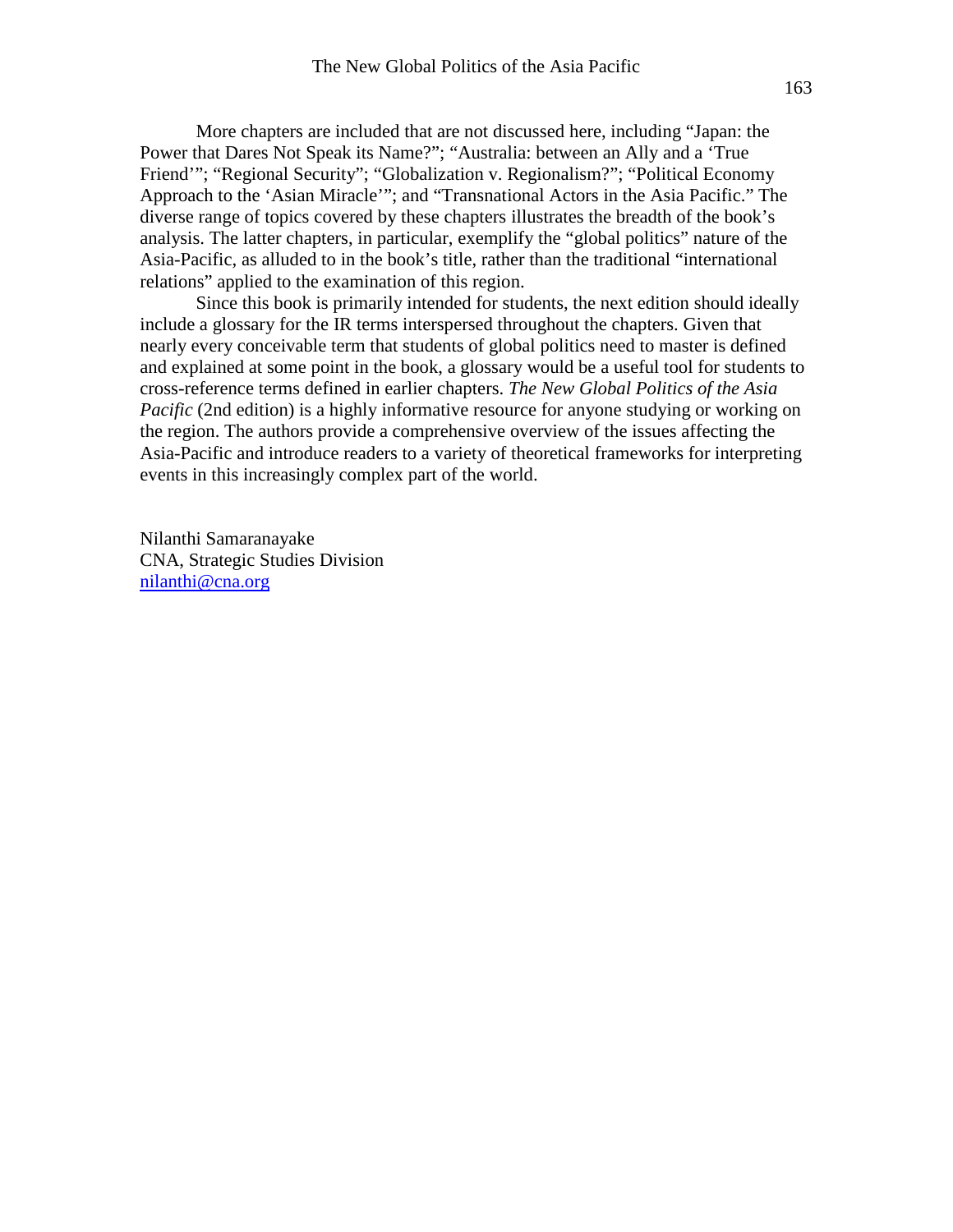More chapters are included that are not discussed here, including "Japan: the Power that Dares Not Speak its Name?"; "Australia: between an Ally and a 'True Friend'"; "Regional Security"; "Globalization v. Regionalism?"; "Political Economy Approach to the 'Asian Miracle'"; and "Transnational Actors in the Asia Pacific." The diverse range of topics covered by these chapters illustrates the breadth of the book's analysis. The latter chapters, in particular, exemplify the "global politics" nature of the Asia-Pacific, as alluded to in the book's title, rather than the traditional "international relations" applied to the examination of this region.

Since this book is primarily intended for students, the next edition should ideally include a glossary for the IR terms interspersed throughout the chapters. Given that nearly every conceivable term that students of global politics need to master is defined and explained at some point in the book, a glossary would be a useful tool for students to cross-reference terms defined in earlier chapters. *The New Global Politics of the Asia Pacific* (2nd edition) is a highly informative resource for anyone studying or working on the region. The authors provide a comprehensive overview of the issues affecting the Asia-Pacific and introduce readers to a variety of theoretical frameworks for interpreting events in this increasingly complex part of the world.

Nilanthi Samaranayake
CNA, Strategic Studies Division
nilanthi@cna.org